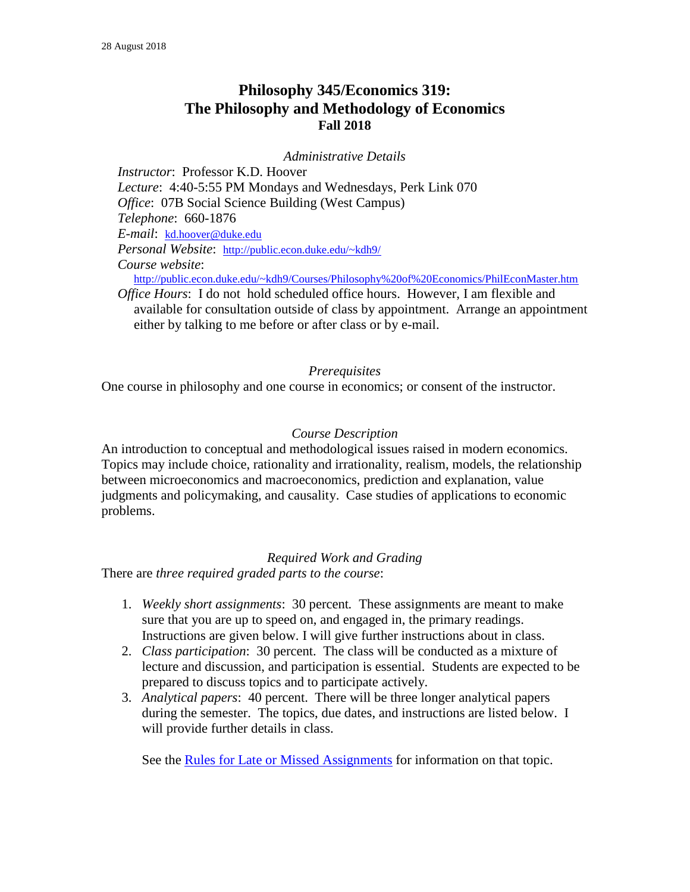28 August 2018

# Philosophy 345/Economics 319: The Philosophy and Methodology of Economics
## Fall 2018

*Administrative Details*

*Instructor*: Professor K.D. Hoover
*Lecture*: 4:40-5:55 PM Mondays and Wednesdays, Perk Link 070
*Office*: 07B Social Science Building (West Campus)
*Telephone*: 660-1876
*E-mail*: kd.hoover@duke.edu
*Personal Website*: http://public.econ.duke.edu/~kdh9/
*Course website*:
http://public.econ.duke.edu/~kdh9/Courses/Philosophy%20of%20Economics/PhilEconMaster.htm
*Office Hours*: I do not hold scheduled office hours. However, I am flexible and available for consultation outside of class by appointment. Arrange an appointment either by talking to me before or after class or by e-mail.

*Prerequisites*

One course in philosophy and one course in economics; or consent of the instructor.

*Course Description*

An introduction to conceptual and methodological issues raised in modern economics. Topics may include choice, rationality and irrationality, realism, models, the relationship between microeconomics and macroeconomics, prediction and explanation, value judgments and policymaking, and causality. Case studies of applications to economic problems.

*Required Work and Grading*

There are *three required graded parts to the course*:

1. *Weekly short assignments*: 30 percent. These assignments are meant to make sure that you are up to speed on, and engaged in, the primary readings. Instructions are given below. I will give further instructions about in class.
2. *Class participation*: 30 percent. The class will be conducted as a mixture of lecture and discussion, and participation is essential. Students are expected to be prepared to discuss topics and to participate actively.
3. *Analytical papers*: 40 percent. There will be three longer analytical papers during the semester. The topics, due dates, and instructions are listed below. I will provide further details in class.

See the Rules for Late or Missed Assignments for information on that topic.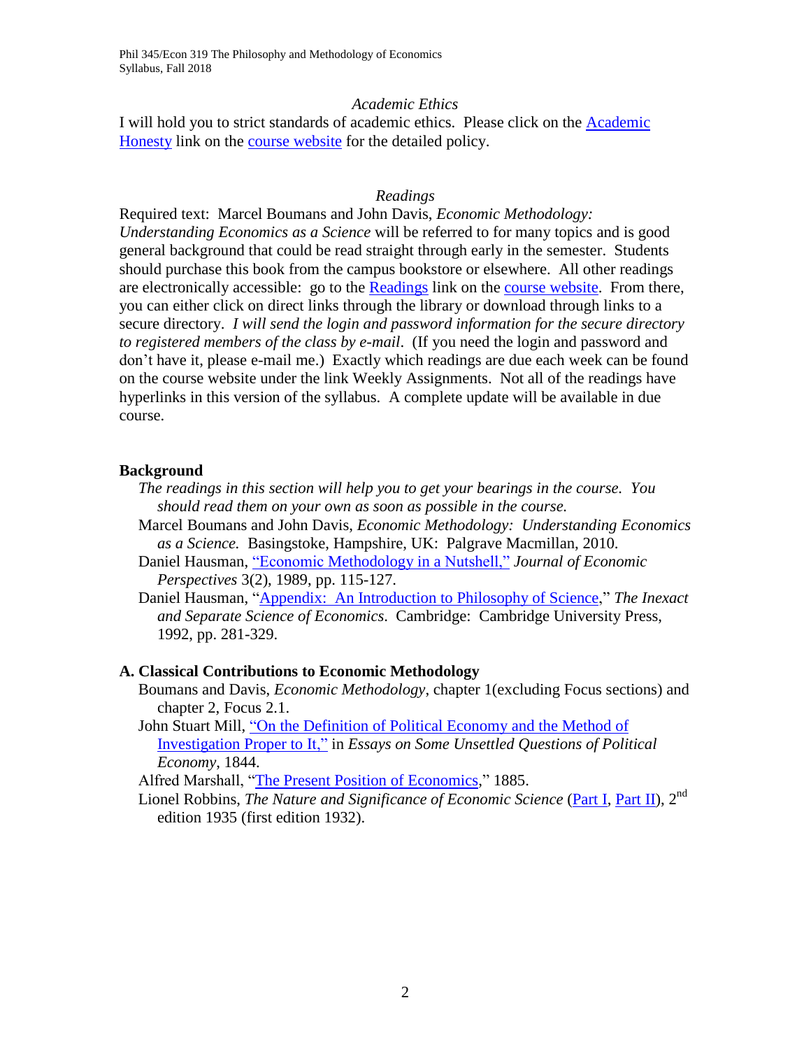## *Academic Ethics*

I will hold you to strict standards of academic ethics. Please click on the Academic Honesty link on the course website for the detailed policy.

## *Readings*

Required text: Marcel Boumans and John Davis, *Economic Methodology: Understanding Economics as a Science* will be referred to for many topics and is good general background that could be read straight through early in the semester. Students should purchase this book from the campus bookstore or elsewhere. All other readings are electronically accessible: go to the Readings link on the course website. From there, you can either click on direct links through the library or download through links to a secure directory. *I will send the login and password information for the secure directory to registered members of the class by e-mail*. (If you need the login and password and don't have it, please e-mail me.) Exactly which readings are due each week can be found on the course website under the link Weekly Assignments. Not all of the readings have hyperlinks in this version of the syllabus. A complete update will be available in due course.

### **Background**

*The readings in this section will help you to get your bearings in the course. You should read them on your own as soon as possible in the course.*

Marcel Boumans and John Davis, *Economic Methodology: Understanding Economics as a Science.* Basingstoke, Hampshire, UK: Palgrave Macmillan, 2010.

Daniel Hausman, "Economic Methodology in a Nutshell," *Journal of Economic Perspectives* 3(2), 1989, pp. 115-127.

Daniel Hausman, "Appendix: An Introduction to Philosophy of Science," *The Inexact and Separate Science of Economics*. Cambridge: Cambridge University Press, 1992, pp. 281-329.

### **A. Classical Contributions to Economic Methodology**

Boumans and Davis, *Economic Methodology*, chapter 1(excluding Focus sections) and chapter 2, Focus 2.1.

John Stuart Mill, "On the Definition of Political Economy and the Method of Investigation Proper to It," in *Essays on Some Unsettled Questions of Political Economy*, 1844.

Alfred Marshall, "The Present Position of Economics," 1885.

Lionel Robbins, *The Nature and Significance of Economic Science* (Part I, Part II), 2nd edition 1935 (first edition 1932).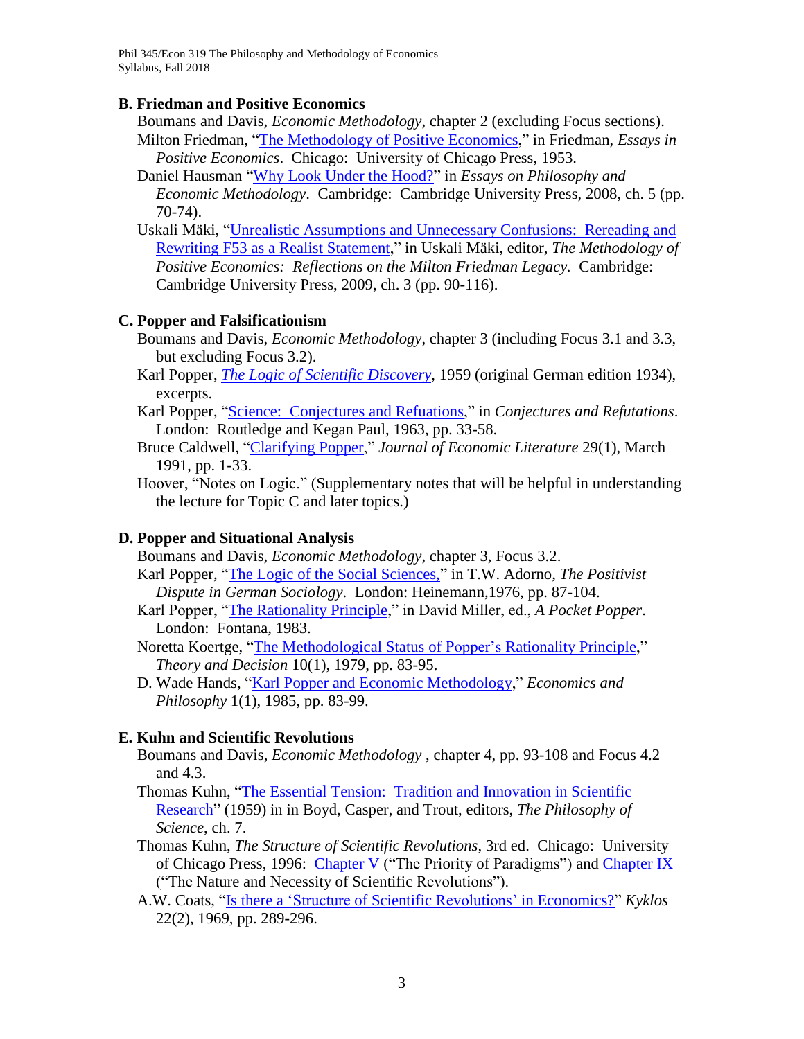### B. Friedman and Positive Economics

Boumans and Davis, *Economic Methodology*, chapter 2 (excluding Focus sections).

Milton Friedman, "The Methodology of Positive Economics," in Friedman, *Essays in Positive Economics*. Chicago: University of Chicago Press, 1953.

Daniel Hausman "Why Look Under the Hood?" in *Essays on Philosophy and Economic Methodology*. Cambridge: Cambridge University Press, 2008, ch. 5 (pp. 70-74).

Uskali Mäki, "Unrealistic Assumptions and Unnecessary Confusions: Rereading and Rewriting F53 as a Realist Statement," in Uskali Mäki, editor, *The Methodology of Positive Economics: Reflections on the Milton Friedman Legacy.* Cambridge: Cambridge University Press, 2009, ch. 3 (pp. 90-116).

### C. Popper and Falsificationism

Boumans and Davis, *Economic Methodology*, chapter 3 (including Focus 3.1 and 3.3, but excluding Focus 3.2).

Karl Popper, *The Logic of Scientific Discovery*, 1959 (original German edition 1934), excerpts.

Karl Popper, "Science: Conjectures and Refuations," in *Conjectures and Refutations*. London: Routledge and Kegan Paul, 1963, pp. 33-58.

Bruce Caldwell, "Clarifying Popper," *Journal of Economic Literature* 29(1), March 1991, pp. 1-33.

Hoover, "Notes on Logic." (Supplementary notes that will be helpful in understanding the lecture for Topic C and later topics.)

### D. Popper and Situational Analysis

Boumans and Davis, *Economic Methodology*, chapter 3, Focus 3.2.

Karl Popper, "The Logic of the Social Sciences," in T.W. Adorno, *The Positivist Dispute in German Sociology*. London: Heinemann,1976, pp. 87-104.

Karl Popper, "The Rationality Principle," in David Miller, ed., *A Pocket Popper*. London: Fontana, 1983.

Noretta Koertge, "The Methodological Status of Popper's Rationality Principle," *Theory and Decision* 10(1), 1979, pp. 83-95.

D. Wade Hands, "Karl Popper and Economic Methodology," *Economics and Philosophy* 1(1), 1985, pp. 83-99.

### E. Kuhn and Scientific Revolutions

Boumans and Davis, *Economic Methodology* , chapter 4, pp. 93-108 and Focus 4.2 and 4.3.

Thomas Kuhn, "The Essential Tension: Tradition and Innovation in Scientific Research" (1959) in in Boyd, Casper, and Trout, editors, *The Philosophy of Science*, ch. 7.

Thomas Kuhn, *The Structure of Scientific Revolutions*, 3rd ed. Chicago: University of Chicago Press, 1996: Chapter V ("The Priority of Paradigms") and Chapter IX ("The Nature and Necessity of Scientific Revolutions").

A.W. Coats, "Is there a 'Structure of Scientific Revolutions' in Economics?" *Kyklos* 22(2), 1969, pp. 289-296.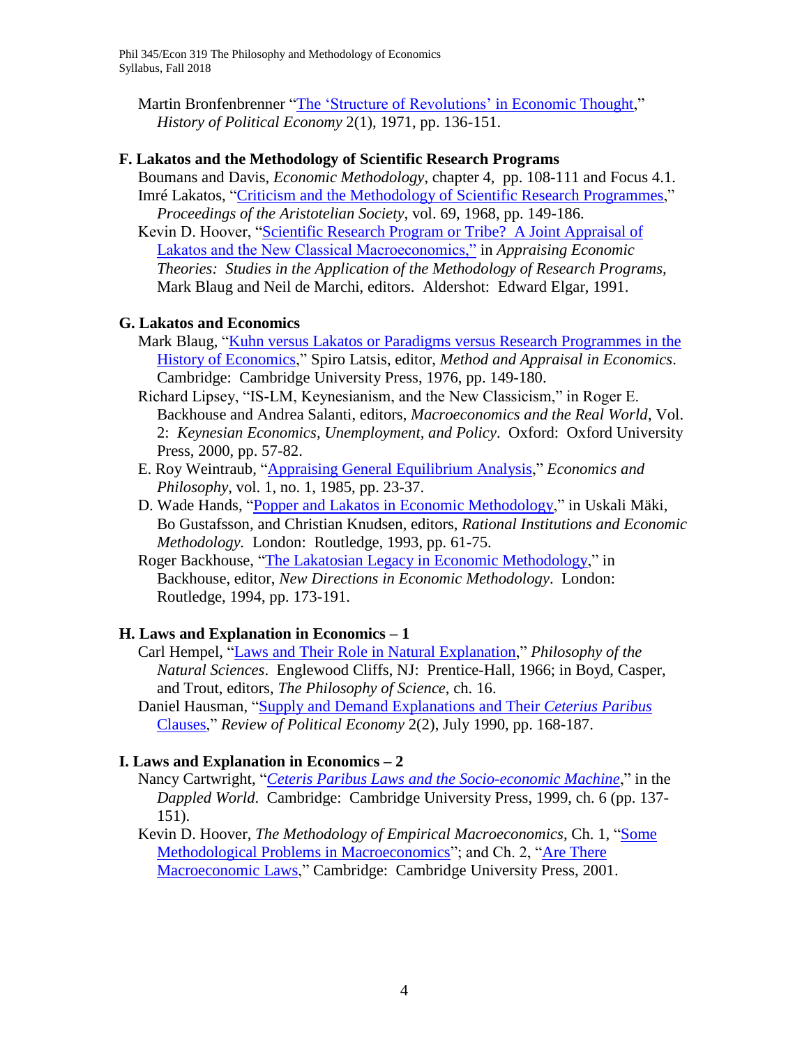Martin Bronfenbrenner "The 'Structure of Revolutions' in Economic Thought," *History of Political Economy* 2(1), 1971, pp. 136-151.

### F. Lakatos and the Methodology of Scientific Research Programs

Boumans and Davis, *Economic Methodology*, chapter 4, pp. 108-111 and Focus 4.1.

Imré Lakatos, "Criticism and the Methodology of Scientific Research Programmes," *Proceedings of the Aristotelian Society*, vol. 69, 1968, pp. 149-186.

Kevin D. Hoover, "Scientific Research Program or Tribe? A Joint Appraisal of Lakatos and the New Classical Macroeconomics," in *Appraising Economic Theories: Studies in the Application of the Methodology of Research Programs*, Mark Blaug and Neil de Marchi, editors. Aldershot: Edward Elgar, 1991.

### G. Lakatos and Economics

Mark Blaug, "Kuhn versus Lakatos or Paradigms versus Research Programmes in the History of Economics," Spiro Latsis, editor, *Method and Appraisal in Economics*. Cambridge: Cambridge University Press, 1976, pp. 149-180.

Richard Lipsey, "IS-LM, Keynesianism, and the New Classicism," in Roger E. Backhouse and Andrea Salanti, editors, *Macroeconomics and the Real World*, Vol. 2: *Keynesian Economics, Unemployment, and Policy*. Oxford: Oxford University Press, 2000, pp. 57-82.

E. Roy Weintraub, "Appraising General Equilibrium Analysis," *Economics and Philosophy*, vol. 1, no. 1, 1985, pp. 23-37.

D. Wade Hands, "Popper and Lakatos in Economic Methodology," in Uskali Mäki, Bo Gustafsson, and Christian Knudsen, editors, *Rational Institutions and Economic Methodology*. London: Routledge, 1993, pp. 61-75.

Roger Backhouse, "The Lakatosian Legacy in Economic Methodology," in Backhouse, editor, *New Directions in Economic Methodology*. London: Routledge, 1994, pp. 173-191.

### H. Laws and Explanation in Economics – 1

Carl Hempel, "Laws and Their Role in Natural Explanation," *Philosophy of the Natural Sciences*. Englewood Cliffs, NJ: Prentice-Hall, 1966; in Boyd, Casper, and Trout, editors, *The Philosophy of Science*, ch. 16.

Daniel Hausman, "Supply and Demand Explanations and Their *Ceterius Paribus* Clauses," *Review of Political Economy* 2(2), July 1990, pp. 168-187.

### I. Laws and Explanation in Economics – 2

Nancy Cartwright, "*Ceteris Paribus Laws and the Socio-economic Machine*," in the *Dappled World*. Cambridge: Cambridge University Press, 1999, ch. 6 (pp. 137-151).

Kevin D. Hoover, *The Methodology of Empirical Macroeconomics*, Ch. 1, "Some Methodological Problems in Macroeconomics"; and Ch. 2, "Are There Macroeconomic Laws," Cambridge: Cambridge University Press, 2001.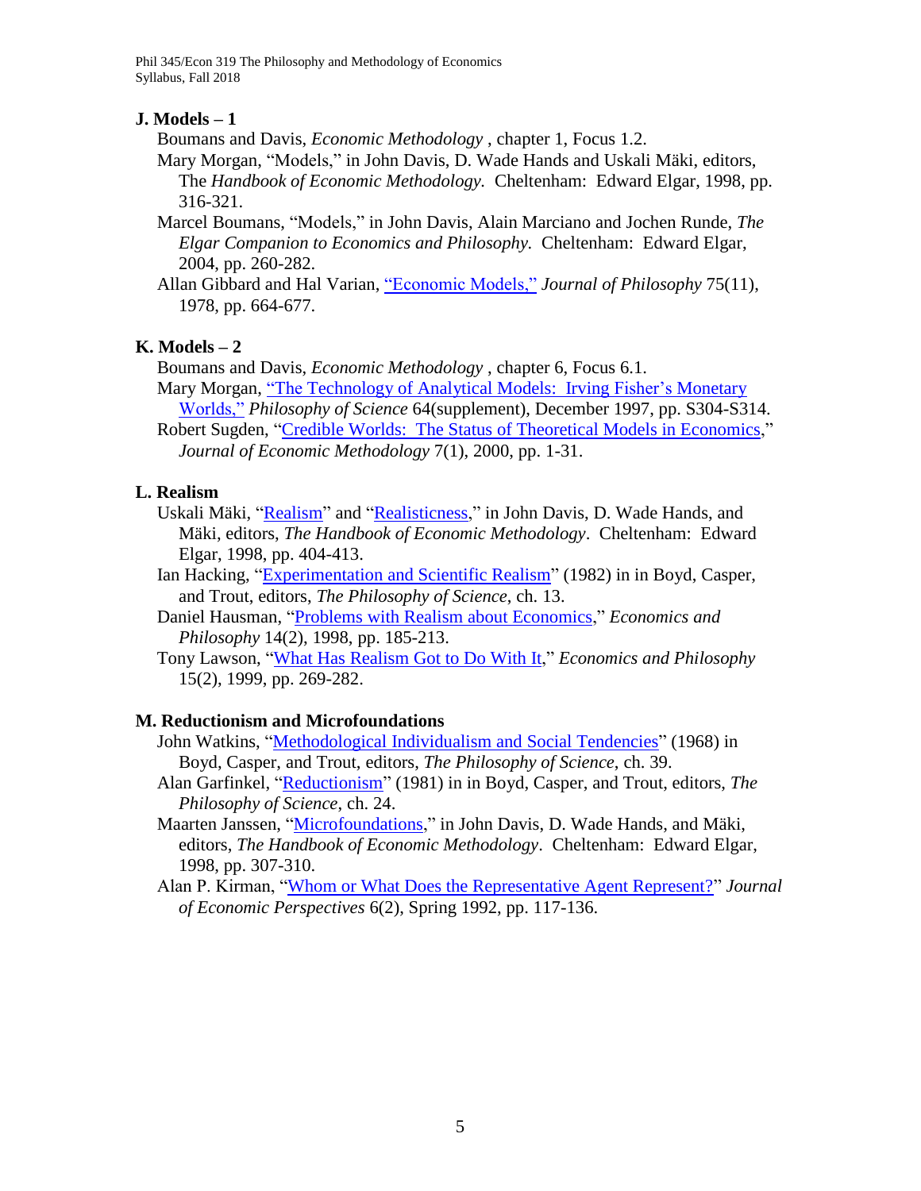### J. Models – 1

Boumans and Davis, *Economic Methodology* , chapter 1, Focus 1.2.

Mary Morgan, "Models," in John Davis, D. Wade Hands and Uskali Mäki, editors, The *Handbook of Economic Methodology.* Cheltenham: Edward Elgar, 1998, pp. 316-321.

Marcel Boumans, "Models," in John Davis, Alain Marciano and Jochen Runde, *The Elgar Companion to Economics and Philosophy.* Cheltenham: Edward Elgar, 2004, pp. 260-282.

Allan Gibbard and Hal Varian, "Economic Models," *Journal of Philosophy* 75(11), 1978, pp. 664-677.

### K. Models – 2

Boumans and Davis, *Economic Methodology* , chapter 6, Focus 6.1.

Mary Morgan, "The Technology of Analytical Models: Irving Fisher's Monetary Worlds," *Philosophy of Science* 64(supplement), December 1997, pp. S304-S314.

Robert Sugden, "Credible Worlds: The Status of Theoretical Models in Economics," *Journal of Economic Methodology* 7(1), 2000, pp. 1-31.

### L. Realism

Uskali Mäki, "Realism" and "Realisticness," in John Davis, D. Wade Hands, and Mäki, editors, *The Handbook of Economic Methodology*. Cheltenham: Edward Elgar, 1998, pp. 404-413.

Ian Hacking, "Experimentation and Scientific Realism" (1982) in in Boyd, Casper, and Trout, editors, *The Philosophy of Science*, ch. 13.

Daniel Hausman, "Problems with Realism about Economics," *Economics and Philosophy* 14(2), 1998, pp. 185-213.

Tony Lawson, "What Has Realism Got to Do With It," *Economics and Philosophy* 15(2), 1999, pp. 269-282.

### M. Reductionism and Microfoundations

John Watkins, "Methodological Individualism and Social Tendencies" (1968) in Boyd, Casper, and Trout, editors, *The Philosophy of Science*, ch. 39.

Alan Garfinkel, "Reductionism" (1981) in in Boyd, Casper, and Trout, editors, *The Philosophy of Science*, ch. 24.

Maarten Janssen, "Microfoundations," in John Davis, D. Wade Hands, and Mäki, editors, *The Handbook of Economic Methodology*. Cheltenham: Edward Elgar, 1998, pp. 307-310.

Alan P. Kirman, "Whom or What Does the Representative Agent Represent?" *Journal of Economic Perspectives* 6(2), Spring 1992, pp. 117-136.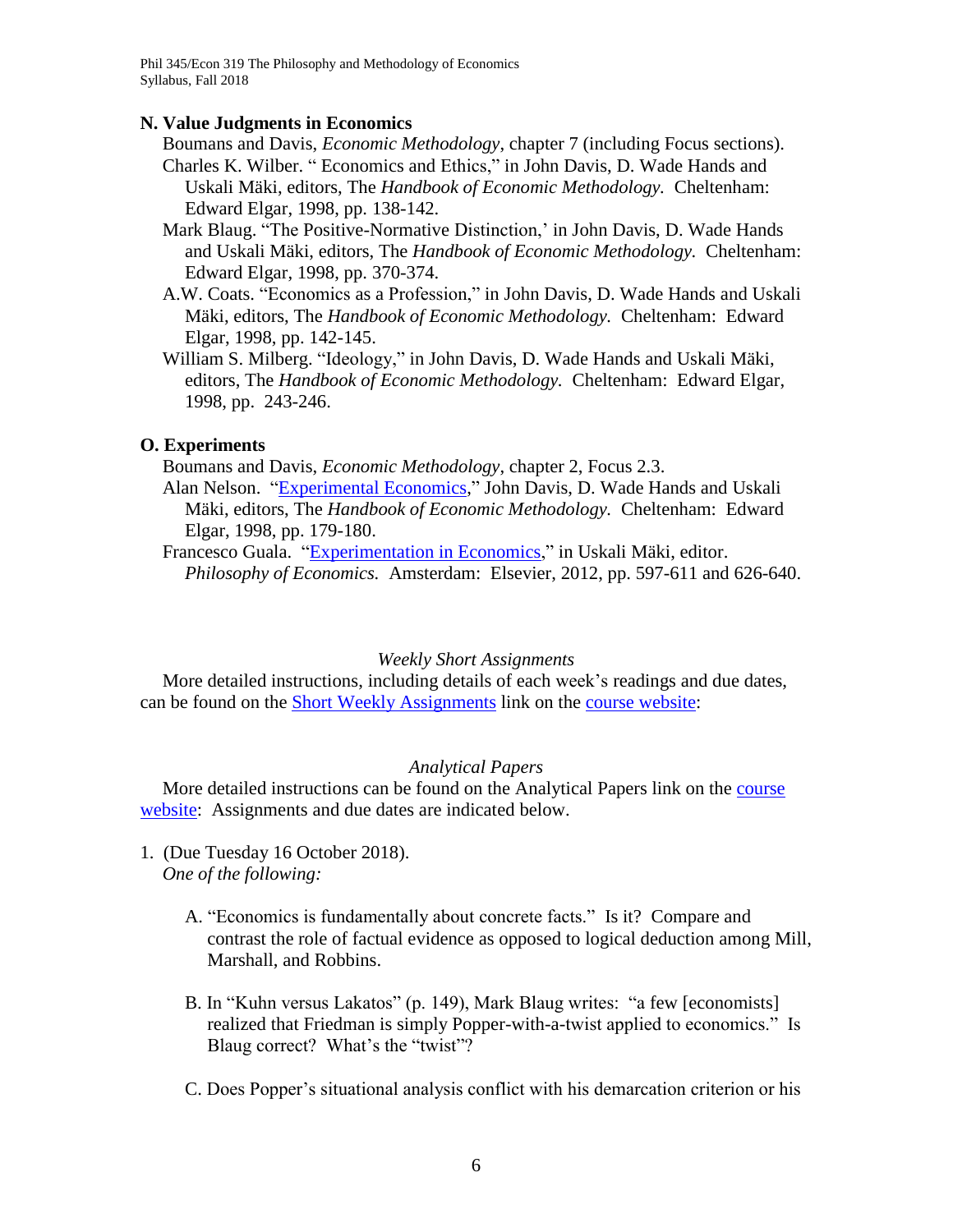## N. Value Judgments in Economics

Boumans and Davis, *Economic Methodology*, chapter 7 (including Focus sections).

Charles K. Wilber. " Economics and Ethics," in John Davis, D. Wade Hands and Uskali Mäki, editors, The *Handbook of Economic Methodology.* Cheltenham: Edward Elgar, 1998, pp. 138-142.

Mark Blaug. "The Positive-Normative Distinction,' in John Davis, D. Wade Hands and Uskali Mäki, editors, The *Handbook of Economic Methodology.* Cheltenham: Edward Elgar, 1998, pp. 370-374.

A.W. Coats. "Economics as a Profession," in John Davis, D. Wade Hands and Uskali Mäki, editors, The *Handbook of Economic Methodology.* Cheltenham: Edward Elgar, 1998, pp. 142-145.

William S. Milberg. "Ideology," in John Davis, D. Wade Hands and Uskali Mäki, editors, The *Handbook of Economic Methodology.* Cheltenham: Edward Elgar, 1998, pp. 243-246.

## O. Experiments

Boumans and Davis, *Economic Methodology*, chapter 2, Focus 2.3.

Alan Nelson. "Experimental Economics," John Davis, D. Wade Hands and Uskali Mäki, editors, The *Handbook of Economic Methodology.* Cheltenham: Edward Elgar, 1998, pp. 179-180.

Francesco Guala. "Experimentation in Economics," in Uskali Mäki, editor. *Philosophy of Economics.* Amsterdam: Elsevier, 2012, pp. 597-611 and 626-640.

### *Weekly Short Assignments*

More detailed instructions, including details of each week's readings and due dates, can be found on the Short Weekly Assignments link on the course website:

### *Analytical Papers*

More detailed instructions can be found on the Analytical Papers link on the course website: Assignments and due dates are indicated below.

1. (Due Tuesday 16 October 2018).
   *One of the following:*

   A. "Economics is fundamentally about concrete facts." Is it? Compare and contrast the role of factual evidence as opposed to logical deduction among Mill, Marshall, and Robbins.

   B. In "Kuhn versus Lakatos" (p. 149), Mark Blaug writes: "a few [economists] realized that Friedman is simply Popper-with-a-twist applied to economics." Is Blaug correct? What's the "twist"?

   C. Does Popper's situational analysis conflict with his demarcation criterion or his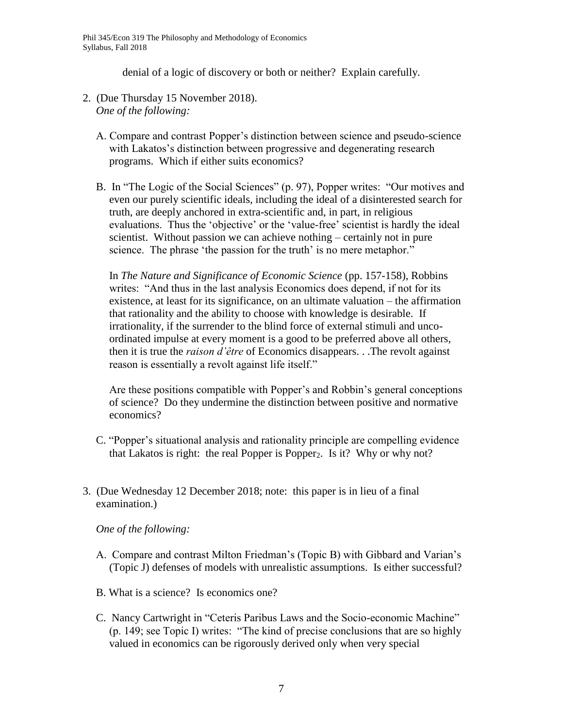denial of a logic of discovery or both or neither? Explain carefully.

2. (Due Thursday 15 November 2018).
   *One of the following:*

   A. Compare and contrast Popper's distinction between science and pseudo-science with Lakatos's distinction between progressive and degenerating research programs. Which if either suits economics?

   B. In "The Logic of the Social Sciences" (p. 97), Popper writes: "Our motives and even our purely scientific ideals, including the ideal of a disinterested search for truth, are deeply anchored in extra-scientific and, in part, in religious evaluations. Thus the 'objective' or the 'value-free' scientist is hardly the ideal scientist. Without passion we can achieve nothing – certainly not in pure science. The phrase 'the passion for the truth' is no mere metaphor."

   In *The Nature and Significance of Economic Science* (pp. 157-158), Robbins writes: "And thus in the last analysis Economics does depend, if not for its existence, at least for its significance, on an ultimate valuation – the affirmation that rationality and the ability to choose with knowledge is desirable. If irrationality, if the surrender to the blind force of external stimuli and unco-ordinated impulse at every moment is a good to be preferred above all others, then it is true the *raison d'être* of Economics disappears. . .The revolt against reason is essentially a revolt against life itself."

   Are these positions compatible with Popper's and Robbin's general conceptions of science? Do they undermine the distinction between positive and normative economics?

   C. "Popper's situational analysis and rationality principle are compelling evidence that Lakatos is right: the real Popper is Popper$_2$. Is it? Why or why not?

3. (Due Wednesday 12 December 2018; note: this paper is in lieu of a final examination.)

   *One of the following:*

   A. Compare and contrast Milton Friedman's (Topic B) with Gibbard and Varian's (Topic J) defenses of models with unrealistic assumptions. Is either successful?

   B. What is a science? Is economics one?

   C. Nancy Cartwright in "Ceteris Paribus Laws and the Socio-economic Machine" (p. 149; see Topic I) writes: "The kind of precise conclusions that are so highly valued in economics can be rigorously derived only when very special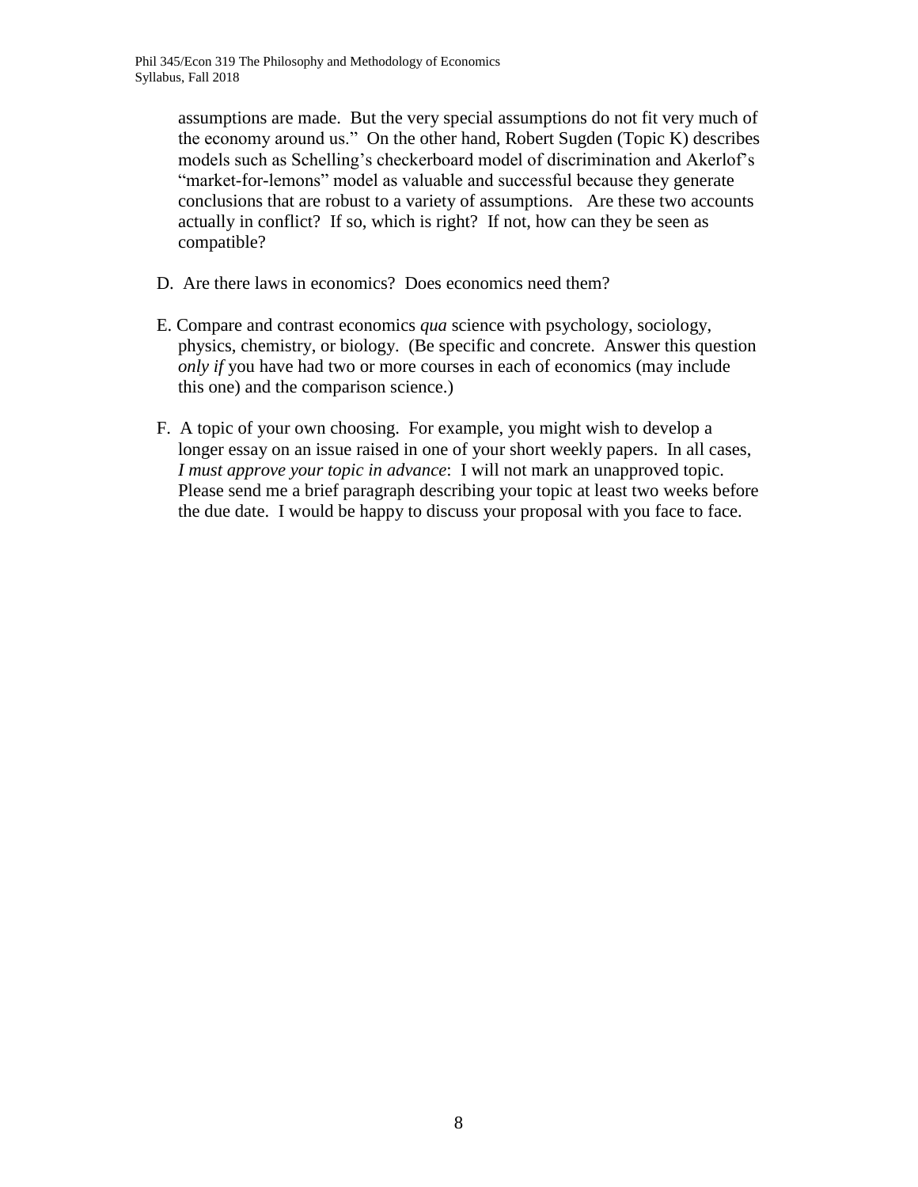assumptions are made. But the very special assumptions do not fit very much of the economy around us." On the other hand, Robert Sugden (Topic K) describes models such as Schelling's checkerboard model of discrimination and Akerlof's "market-for-lemons" model as valuable and successful because they generate conclusions that are robust to a variety of assumptions. Are these two accounts actually in conflict? If so, which is right? If not, how can they be seen as compatible?

D. Are there laws in economics? Does economics need them?

E. Compare and contrast economics *qua* science with psychology, sociology, physics, chemistry, or biology. (Be specific and concrete. Answer this question *only if* you have had two or more courses in each of economics (may include this one) and the comparison science.)

F. A topic of your own choosing. For example, you might wish to develop a longer essay on an issue raised in one of your short weekly papers. In all cases, *I must approve your topic in advance*: I will not mark an unapproved topic. Please send me a brief paragraph describing your topic at least two weeks before the due date. I would be happy to discuss your proposal with you face to face.